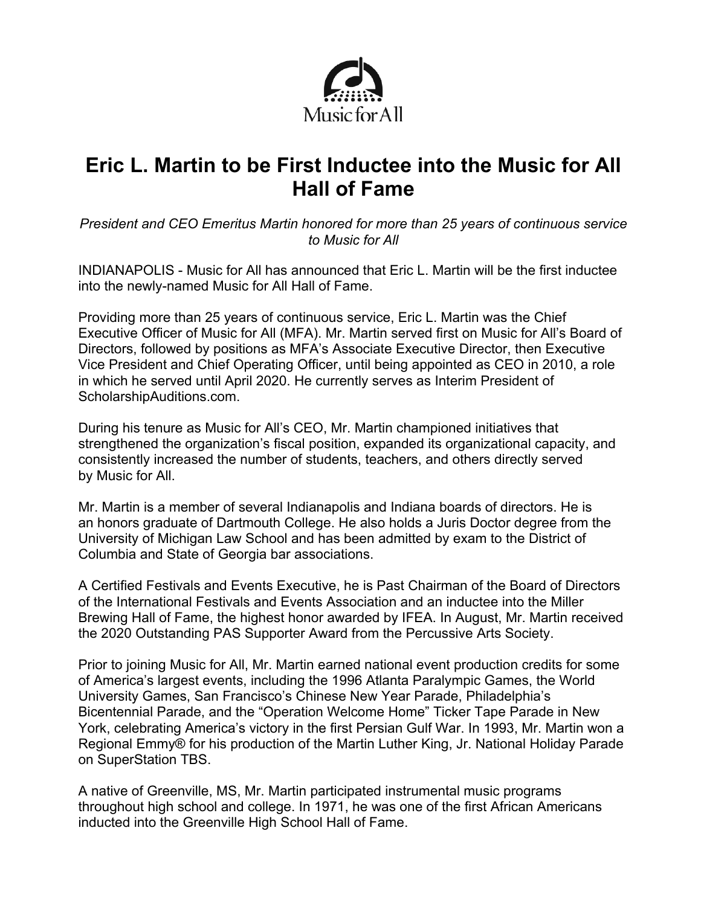Music for All

# Eric L. Martin to be First Inductee into the Music for All Hall of Fame

*President and CEO Emeritus Martin honored for more than 25 years of continuous service to Music for All*

INDIANAPOLIS - Music for All has announced that Eric L. Martin will be the first inductee into the newly-named Music for All Hall of Fame.

Providing more than 25 years of continuous service, Eric L. Martin was the Chief Executive Officer of Music for All (MFA). Mr. Martin served first on Music for All's Board of Directors, followed by positions as MFA's Associate Executive Director, then Executive Vice President and Chief Operating Officer, until being appointed as CEO in 2010, a role in which he served until April 2020. He currently serves as Interim President of ScholarshipAuditions.com.

During his tenure as Music for All's CEO, Mr. Martin championed initiatives that strengthened the organization's fiscal position, expanded its organizational capacity, and consistently increased the number of students, teachers, and others directly served by Music for All.

Mr. Martin is a member of several Indianapolis and Indiana boards of directors. He is an honors graduate of Dartmouth College. He also holds a Juris Doctor degree from the University of Michigan Law School and has been admitted by exam to the District of Columbia and State of Georgia bar associations.

A Certified Festivals and Events Executive, he is Past Chairman of the Board of Directors of the International Festivals and Events Association and an inductee into the Miller Brewing Hall of Fame, the highest honor awarded by IFEA. In August, Mr. Martin received the 2020 Outstanding PAS Supporter Award from the Percussive Arts Society.

Prior to joining Music for All, Mr. Martin earned national event production credits for some of America's largest events, including the 1996 Atlanta Paralympic Games, the World University Games, San Francisco's Chinese New Year Parade, Philadelphia's Bicentennial Parade, and the "Operation Welcome Home" Ticker Tape Parade in New York, celebrating America's victory in the first Persian Gulf War. In 1993, Mr. Martin won a Regional Emmy® for his production of the Martin Luther King, Jr. National Holiday Parade on SuperStation TBS.

A native of Greenville, MS, Mr. Martin participated instrumental music programs throughout high school and college. In 1971, he was one of the first African Americans inducted into the Greenville High School Hall of Fame.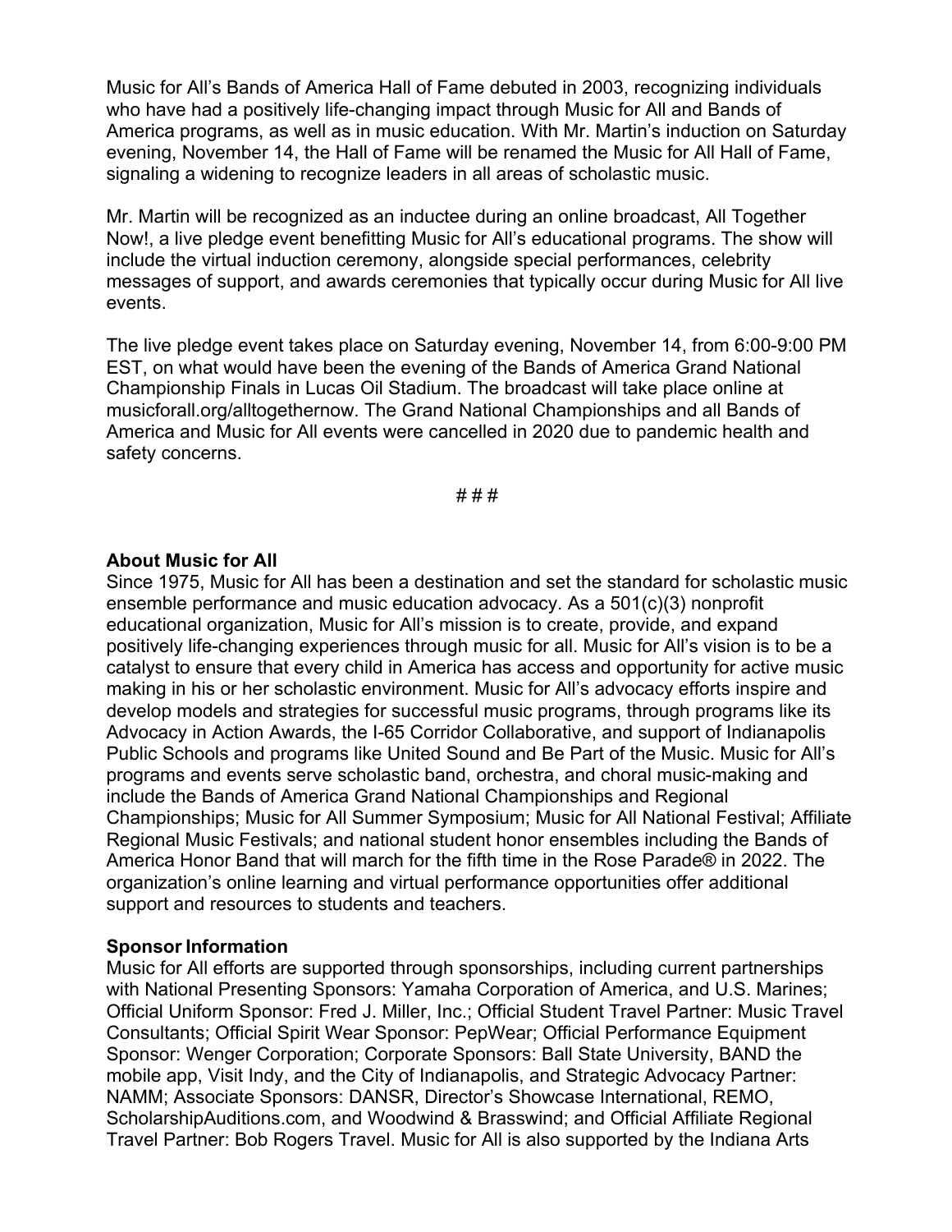Music for All's Bands of America Hall of Fame debuted in 2003, recognizing individuals who have had a positively life-changing impact through Music for All and Bands of America programs, as well as in music education. With Mr. Martin's induction on Saturday evening, November 14, the Hall of Fame will be renamed the Music for All Hall of Fame, signaling a widening to recognize leaders in all areas of scholastic music.

Mr. Martin will be recognized as an inductee during an online broadcast, All Together Now!, a live pledge event benefitting Music for All's educational programs. The show will include the virtual induction ceremony, alongside special performances, celebrity messages of support, and awards ceremonies that typically occur during Music for All live events.

The live pledge event takes place on Saturday evening, November 14, from 6:00-9:00 PM EST, on what would have been the evening of the Bands of America Grand National Championship Finals in Lucas Oil Stadium. The broadcast will take place online at musicforall.org/alltogethernow. The Grand National Championships and all Bands of America and Music for All events were cancelled in 2020 due to pandemic health and safety concerns.

# # #

**About Music for All**

Since 1975, Music for All has been a destination and set the standard for scholastic music ensemble performance and music education advocacy. As a 501(c)(3) nonprofit educational organization, Music for All's mission is to create, provide, and expand positively life-changing experiences through music for all. Music for All's vision is to be a catalyst to ensure that every child in America has access and opportunity for active music making in his or her scholastic environment. Music for All's advocacy efforts inspire and develop models and strategies for successful music programs, through programs like its Advocacy in Action Awards, the I-65 Corridor Collaborative, and support of Indianapolis Public Schools and programs like United Sound and Be Part of the Music. Music for All's programs and events serve scholastic band, orchestra, and choral music-making and include the Bands of America Grand National Championships and Regional Championships; Music for All Summer Symposium; Music for All National Festival; Affiliate Regional Music Festivals; and national student honor ensembles including the Bands of America Honor Band that will march for the fifth time in the Rose Parade® in 2022. The organization's online learning and virtual performance opportunities offer additional support and resources to students and teachers.

**Sponsor Information**

Music for All efforts are supported through sponsorships, including current partnerships with National Presenting Sponsors: Yamaha Corporation of America, and U.S. Marines; Official Uniform Sponsor: Fred J. Miller, Inc.; Official Student Travel Partner: Music Travel Consultants; Official Spirit Wear Sponsor: PepWear; Official Performance Equipment Sponsor: Wenger Corporation; Corporate Sponsors: Ball State University, BAND the mobile app, Visit Indy, and the City of Indianapolis, and Strategic Advocacy Partner: NAMM; Associate Sponsors: DANSR, Director's Showcase International, REMO, ScholarshipAuditions.com, and Woodwind & Brasswind; and Official Affiliate Regional Travel Partner: Bob Rogers Travel. Music for All is also supported by the Indiana Arts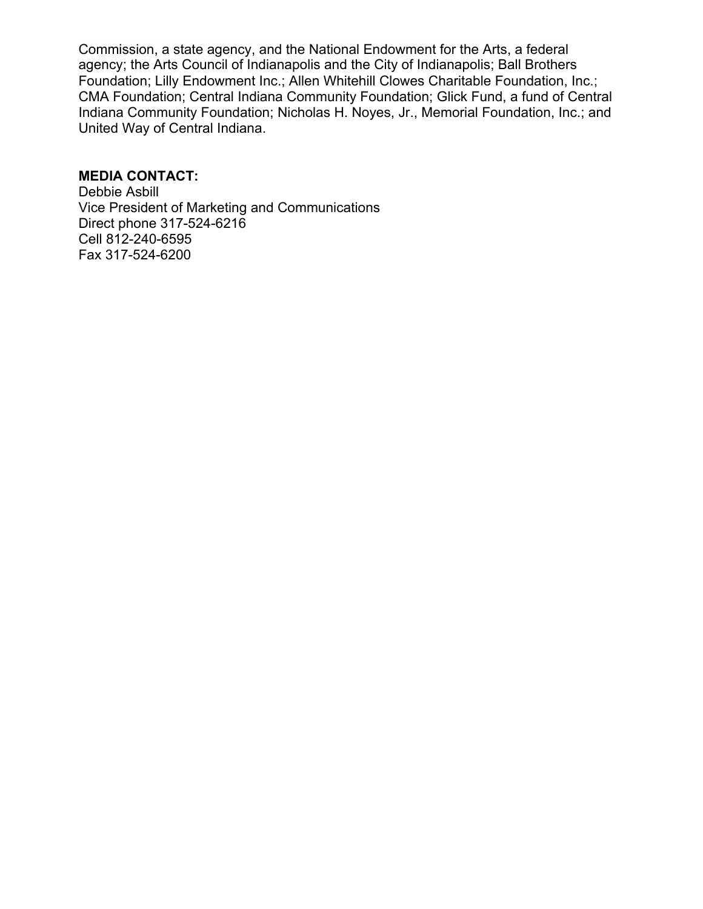Commission, a state agency, and the National Endowment for the Arts, a federal agency; the Arts Council of Indianapolis and the City of Indianapolis; Ball Brothers Foundation; Lilly Endowment Inc.; Allen Whitehill Clowes Charitable Foundation, Inc.; CMA Foundation; Central Indiana Community Foundation; Glick Fund, a fund of Central Indiana Community Foundation; Nicholas H. Noyes, Jr., Memorial Foundation, Inc.; and United Way of Central Indiana.

**MEDIA CONTACT:**
Debbie Asbill
Vice President of Marketing and Communications
Direct phone 317-524-6216
Cell 812-240-6595
Fax 317-524-6200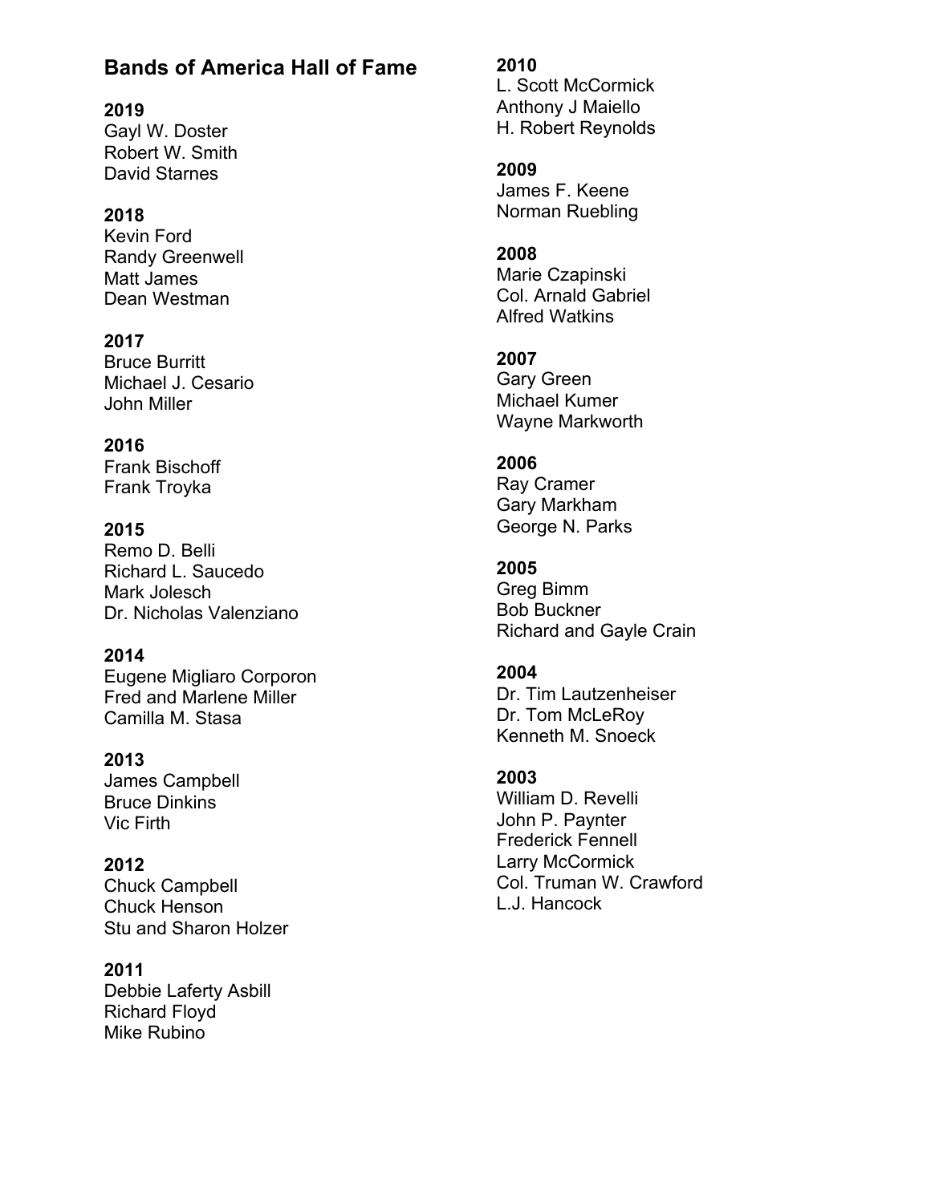## Bands of America Hall of Fame

**2019**
Gayl W. Doster
Robert W. Smith
David Starnes

**2018**
Kevin Ford
Randy Greenwell
Matt James
Dean Westman

**2017**
Bruce Burritt
Michael J. Cesario
John Miller

**2016**
Frank Bischoff
Frank Troyka

**2015**
Remo D. Belli
Richard L. Saucedo
Mark Jolesch
Dr. Nicholas Valenziano

**2014**
Eugene Migliaro Corporon
Fred and Marlene Miller
Camilla M. Stasa

**2013**
James Campbell
Bruce Dinkins
Vic Firth

**2012**
Chuck Campbell
Chuck Henson
Stu and Sharon Holzer

**2011**
Debbie Laferty Asbill
Richard Floyd
Mike Rubino

**2010**
L. Scott McCormick
Anthony J Maiello
H. Robert Reynolds

**2009**
James F. Keene
Norman Ruebling

**2008**
Marie Czapinski
Col. Arnald Gabriel
Alfred Watkins

**2007**
Gary Green
Michael Kumer
Wayne Markworth

**2006**
Ray Cramer
Gary Markham
George N. Parks

**2005**
Greg Bimm
Bob Buckner
Richard and Gayle Crain

**2004**
Dr. Tim Lautzenheiser
Dr. Tom McLeRoy
Kenneth M. Snoeck

**2003**
William D. Revelli
John P. Paynter
Frederick Fennell
Larry McCormick
Col. Truman W. Crawford
L.J. Hancock